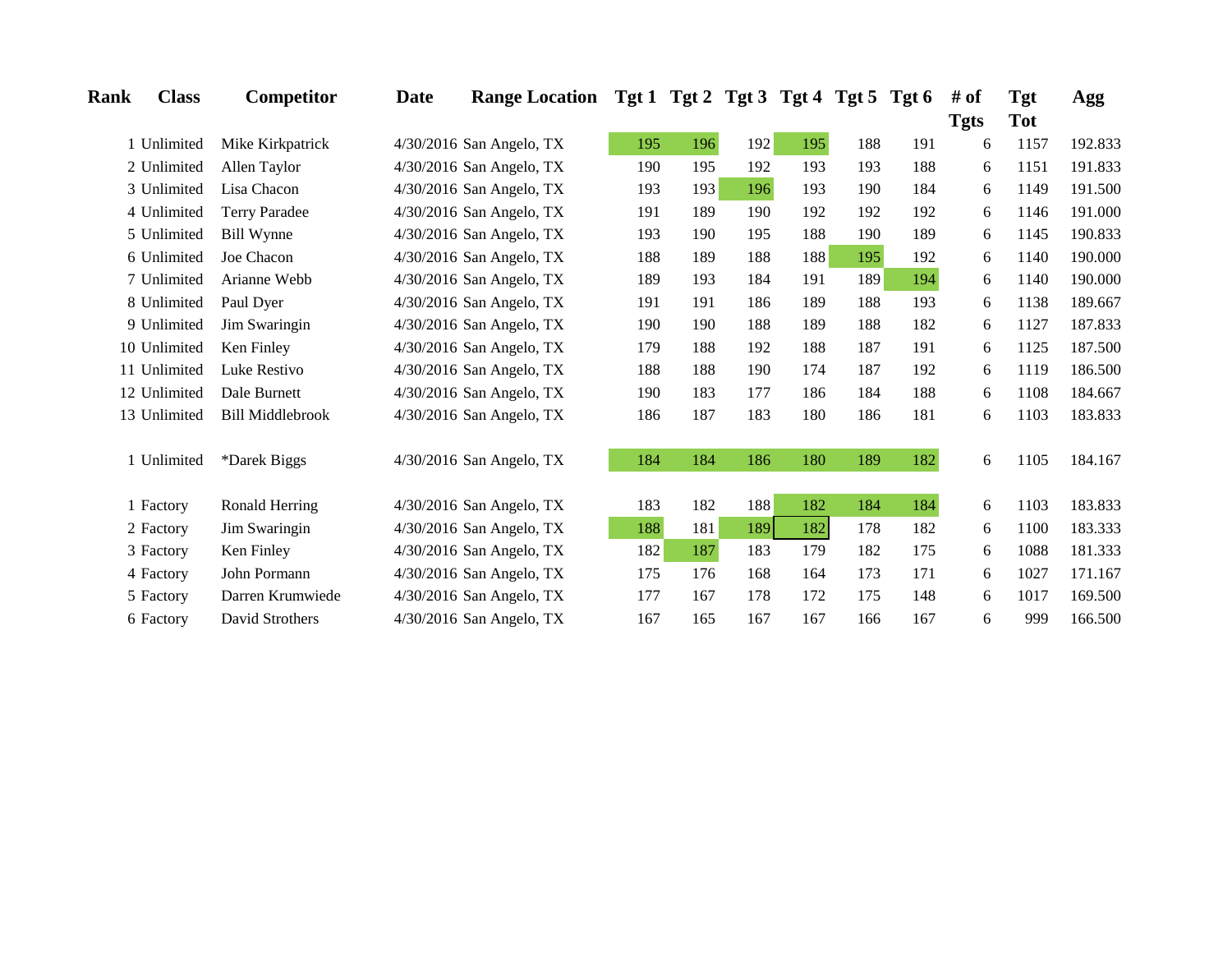| Rank | Class | Competitor | Date | Range Location | Tgt 1 | Tgt 2 | Tgt 3 | Tgt 4 | Tgt 5 | Tgt 6 | # of Tgts | Tgt Tot | Agg |
|---|---|---|---|---|---|---|---|---|---|---|---|---|---|
| 1 | Unlimited | Mike Kirkpatrick | 4/30/2016 | San Angelo, TX | 195 | 196 | 192 | 195 | 188 | 191 | 6 | 1157 | 192.833 |
| 2 | Unlimited | Allen Taylor | 4/30/2016 | San Angelo, TX | 190 | 195 | 192 | 193 | 193 | 188 | 6 | 1151 | 191.833 |
| 3 | Unlimited | Lisa Chacon | 4/30/2016 | San Angelo, TX | 193 | 193 | 196 | 193 | 190 | 184 | 6 | 1149 | 191.500 |
| 4 | Unlimited | Terry Paradee | 4/30/2016 | San Angelo, TX | 191 | 189 | 190 | 192 | 192 | 192 | 6 | 1146 | 191.000 |
| 5 | Unlimited | Bill Wynne | 4/30/2016 | San Angelo, TX | 193 | 190 | 195 | 188 | 190 | 189 | 6 | 1145 | 190.833 |
| 6 | Unlimited | Joe Chacon | 4/30/2016 | San Angelo, TX | 188 | 189 | 188 | 188 | 195 | 192 | 6 | 1140 | 190.000 |
| 7 | Unlimited | Arianne Webb | 4/30/2016 | San Angelo, TX | 189 | 193 | 184 | 191 | 189 | 194 | 6 | 1140 | 190.000 |
| 8 | Unlimited | Paul Dyer | 4/30/2016 | San Angelo, TX | 191 | 191 | 186 | 189 | 188 | 193 | 6 | 1138 | 189.667 |
| 9 | Unlimited | Jim Swaringin | 4/30/2016 | San Angelo, TX | 190 | 190 | 188 | 189 | 188 | 182 | 6 | 1127 | 187.833 |
| 10 | Unlimited | Ken Finley | 4/30/2016 | San Angelo, TX | 179 | 188 | 192 | 188 | 187 | 191 | 6 | 1125 | 187.500 |
| 11 | Unlimited | Luke Restivo | 4/30/2016 | San Angelo, TX | 188 | 188 | 190 | 174 | 187 | 192 | 6 | 1119 | 186.500 |
| 12 | Unlimited | Dale Burnett | 4/30/2016 | San Angelo, TX | 190 | 183 | 177 | 186 | 184 | 188 | 6 | 1108 | 184.667 |
| 13 | Unlimited | Bill Middlebrook | 4/30/2016 | San Angelo, TX | 186 | 187 | 183 | 180 | 186 | 181 | 6 | 1103 | 183.833 |
| | | | | | | | | | | | | | |
| 1 | Unlimited | *Darek Biggs | 4/30/2016 | San Angelo, TX | 184 | 184 | 186 | 180 | 189 | 182 | 6 | 1105 | 184.167 |
| | | | | | | | | | | | | | |
| 1 | Factory | Ronald Herring | 4/30/2016 | San Angelo, TX | 183 | 182 | 188 | 182 | 184 | 184 | 6 | 1103 | 183.833 |
| 2 | Factory | Jim Swaringin | 4/30/2016 | San Angelo, TX | 188 | 181 | 189 | 182 | 178 | 182 | 6 | 1100 | 183.333 |
| 3 | Factory | Ken Finley | 4/30/2016 | San Angelo, TX | 182 | 187 | 183 | 179 | 182 | 175 | 6 | 1088 | 181.333 |
| 4 | Factory | John Pormann | 4/30/2016 | San Angelo, TX | 175 | 176 | 168 | 164 | 173 | 171 | 6 | 1027 | 171.167 |
| 5 | Factory | Darren Krumwiede | 4/30/2016 | San Angelo, TX | 177 | 167 | 178 | 172 | 175 | 148 | 6 | 1017 | 169.500 |
| 6 | Factory | David Strothers | 4/30/2016 | San Angelo, TX | 167 | 165 | 167 | 167 | 166 | 167 | 6 | 999 | 166.500 |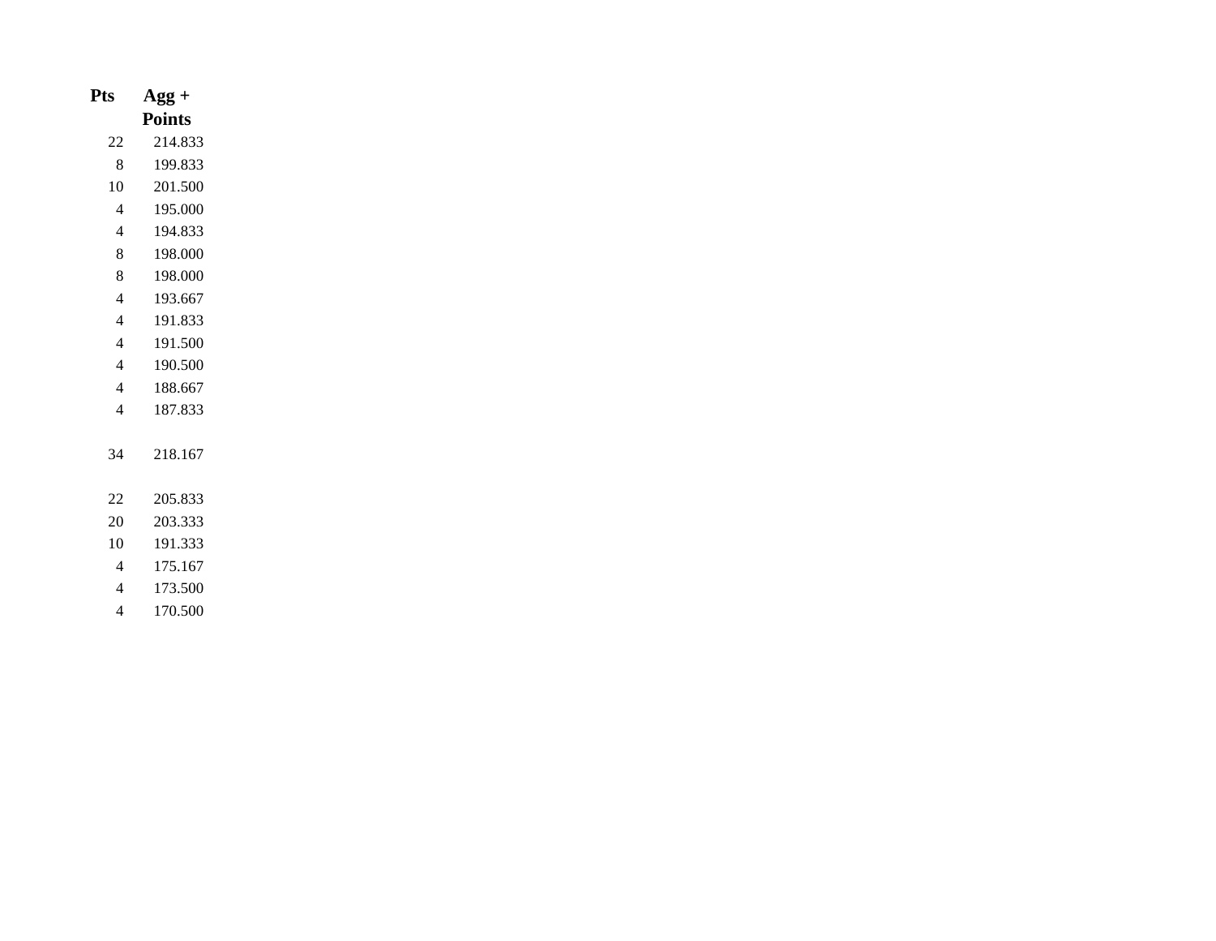| Pts | Agg + Points |
|---|---|
| 22 | 214.833 |
| 8 | 199.833 |
| 10 | 201.500 |
| 4 | 195.000 |
| 4 | 194.833 |
| 8 | 198.000 |
| 8 | 198.000 |
| 4 | 193.667 |
| 4 | 191.833 |
| 4 | 191.500 |
| 4 | 190.500 |
| 4 | 188.667 |
| 4 | 187.833 |
| | |
| 34 | 218.167 |
| | |
| 22 | 205.833 |
| 20 | 203.333 |
| 10 | 191.333 |
| 4 | 175.167 |
| 4 | 173.500 |
| 4 | 170.500 |